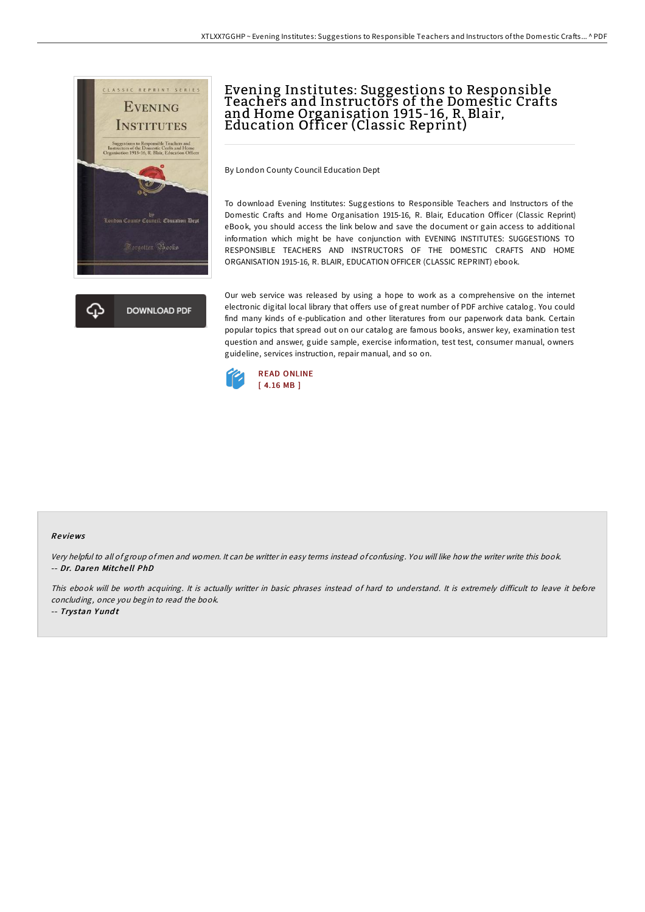# Evening Institutes: Suggestions to Responsible Teachers and Instructors of the Domestic Crafts and Home Organisation 1915-16, R. Blair, Education Officer (Classic Reprint)

By London County Council Education Dept

To download Evening Institutes: Suggestions to Responsible Teachers and Instructors of the Domestic Crafts and Home Organisation 1915-16, R. Blair, Education Officer (Classic Reprint) eBook, you should access the link below and save the document or gain access to additional information which might be have conjunction with EVENING INSTITUTES: SUGGESTIONS TO RESPONSIBLE TEACHERS AND INSTRUCTORS OF THE DOMESTIC CRAFTS AND HOME ORGANISATION 1915-16, R. BLAIR, EDUCATION OFFICER (CLASSIC REPRINT) ebook.

DOWNLOAD PDF

Our web service was released by using a hope to work as a comprehensive on the internet electronic digital local library that offers use of great number of PDF archive catalog. You could find many kinds of e-publication and other literatures from our paperwork data bank. Certain popular topics that spread out on our catalog are famous books, answer key, examination test question and answer, guide sample, exercise information, test test, consumer manual, owners guideline, services instruction, repair manual, and so on.

READ ONLINE
[ 4.16 MB ]

## Reviews

*Very helpful to all of group of men and women. It can be writter in easy terms instead of confusing. You will like how the writer write this book.*
-- ***Dr. Daren Mitchell PhD***

*This ebook will be worth acquiring. It is actually writter in basic phrases instead of hard to understand. It is extremely difficult to leave it before concluding, once you begin to read the book.*
-- ***Trystan Yundt***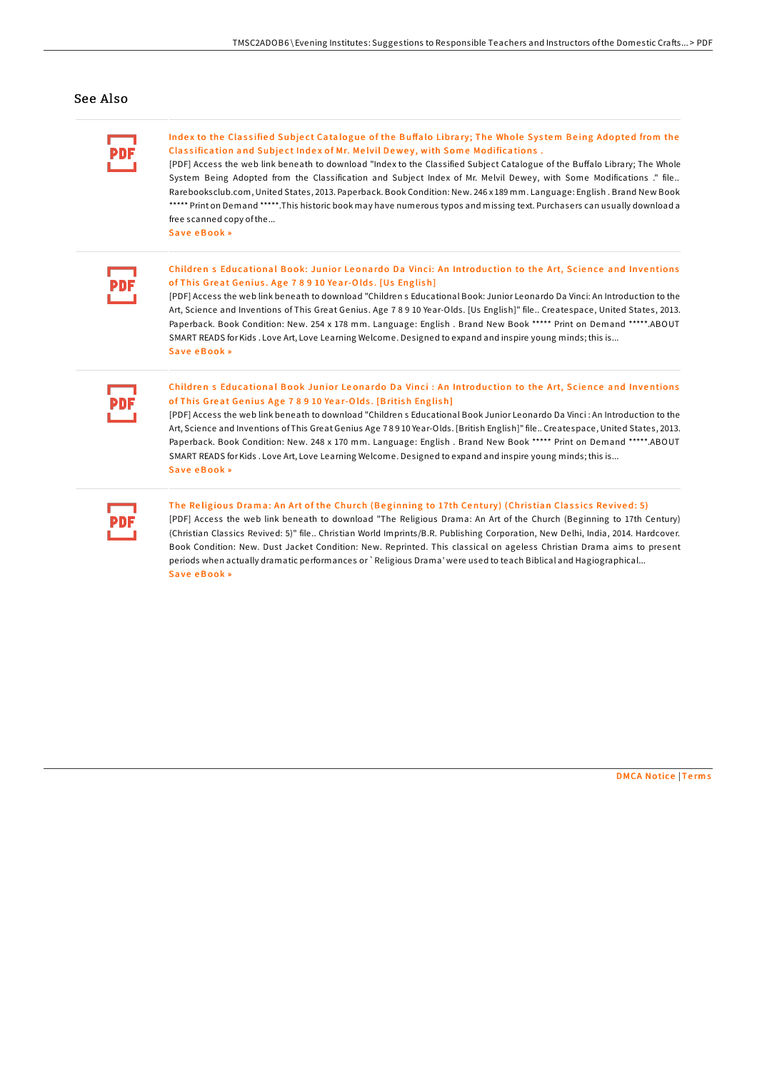## See Also

**Index to the Classified Subject Catalogue of the Buffalo Library; The Whole System Being Adopted from the Classification and Subject Index of Mr. Melvil Dewey, with Some Modifications .**

[PDF] Access the web link beneath to download "Index to the Classified Subject Catalogue of the Buffalo Library; The Whole System Being Adopted from the Classification and Subject Index of Mr. Melvil Dewey, with Some Modifications ." file.. Rarebooksclub.com, United States, 2013. Paperback. Book Condition: New. 246 x 189 mm. Language: English . Brand New Book ***** Print on Demand *****.This historic book may have numerous typos and missing text. Purchasers can usually download a free scanned copy of the...

Save eBook »

**Children s Educational Book: Junior Leonardo Da Vinci: An Introduction to the Art, Science and Inventions of This Great Genius. Age 7 8 9 10 Year-Olds. [Us English]**

[PDF] Access the web link beneath to download "Children s Educational Book: Junior Leonardo Da Vinci: An Introduction to the Art, Science and Inventions of This Great Genius. Age 7 8 9 10 Year-Olds. [Us English]" file.. Createspace, United States, 2013. Paperback. Book Condition: New. 254 x 178 mm. Language: English . Brand New Book ***** Print on Demand *****.ABOUT SMART READS for Kids . Love Art, Love Learning Welcome. Designed to expand and inspire young minds; this is...

Save eBook »

**Children s Educational Book Junior Leonardo Da Vinci : An Introduction to the Art, Science and Inventions of This Great Genius Age 7 8 9 10 Year-Olds. [British English]**

[PDF] Access the web link beneath to download "Children s Educational Book Junior Leonardo Da Vinci : An Introduction to the Art, Science and Inventions of This Great Genius Age 7 8 9 10 Year-Olds. [British English]" file.. Createspace, United States, 2013. Paperback. Book Condition: New. 248 x 170 mm. Language: English . Brand New Book ***** Print on Demand *****.ABOUT SMART READS for Kids . Love Art, Love Learning Welcome. Designed to expand and inspire young minds; this is...

Save eBook »

**The Religious Drama: An Art of the Church (Beginning to 17th Century) (Christian Classics Revived: 5)**

[PDF] Access the web link beneath to download "The Religious Drama: An Art of the Church (Beginning to 17th Century) (Christian Classics Revived: 5)" file.. Christian World Imprints/B.R. Publishing Corporation, New Delhi, India, 2014. Hardcover. Book Condition: New. Dust Jacket Condition: New. Reprinted. This classical on ageless Christian Drama aims to present periods when actually dramatic performances or `Religious Drama' were used to teach Biblical and Hagiographical...

Save eBook »

DMCA Notice | Terms